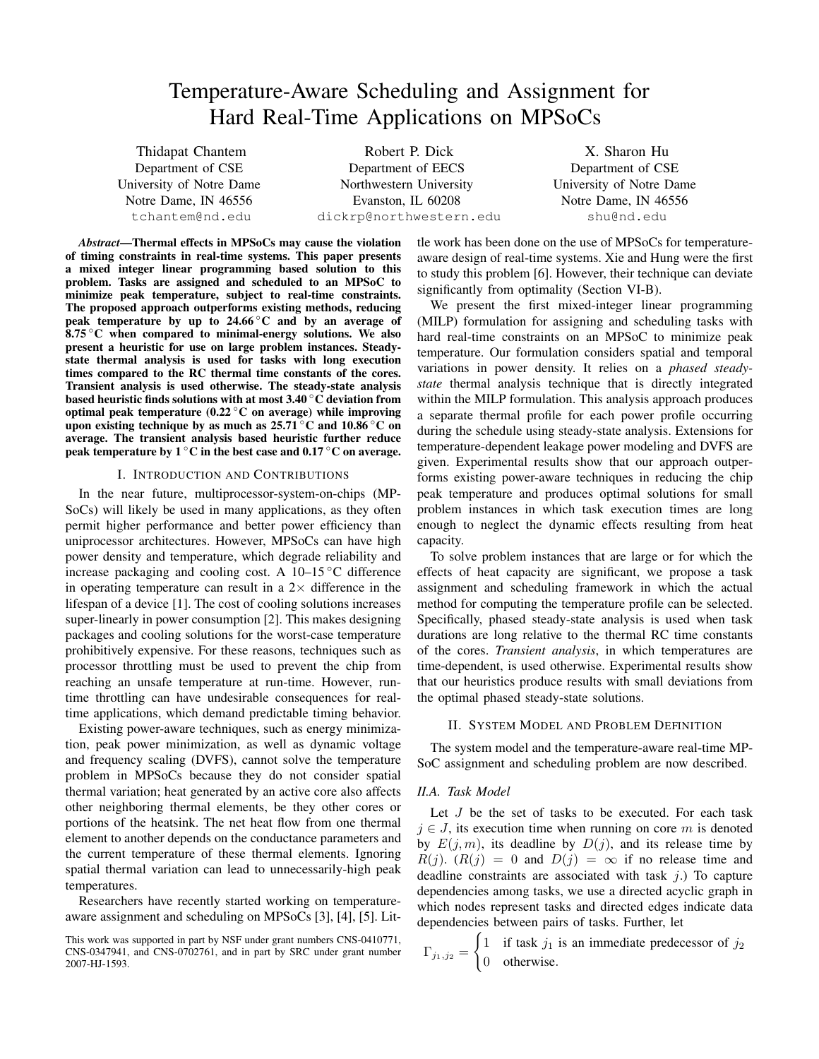# Temperature-Aware Scheduling and Assignment for Hard Real-Time Applications on MPSoCs

Thidapat Chantem
Department of CSE
University of Notre Dame
Notre Dame, IN 46556
tchantem@nd.edu

Robert P. Dick
Department of EECS
Northwestern University
Evanston, IL 60208
dickrp@northwestern.edu

X. Sharon Hu
Department of CSE
University of Notre Dame
Notre Dame, IN 46556
shu@nd.edu

***Abstract*—Thermal effects in MPSoCs may cause the violation of timing constraints in real-time systems. This paper presents a mixed integer linear programming based solution to this problem. Tasks are assigned and scheduled to an MPSoC to minimize peak temperature, subject to real-time constraints. The proposed approach outperforms existing methods, reducing peak temperature by up to 24.66 °C and by an average of 8.75 °C when compared to minimal-energy solutions. We also present a heuristic for use on large problem instances. Steady-state thermal analysis is used for tasks with long execution times compared to the RC thermal time constants of the cores. Transient analysis is used otherwise. The steady-state analysis based heuristic finds solutions with at most 3.40 °C deviation from optimal peak temperature (0.22 °C on average) while improving upon existing technique by as much as 25.71 °C and 10.86 °C on average. The transient analysis based heuristic further reduce peak temperature by 1 °C in the best case and 0.17 °C on average.**

## I. Introduction and Contributions

In the near future, multiprocessor-system-on-chips (MPSoCs) will likely be used in many applications, as they often permit higher performance and better power efficiency than uniprocessor architectures. However, MPSoCs can have high power density and temperature, which degrade reliability and increase packaging and cooling cost. A 10–15 °C difference in operating temperature can result in a 2× difference in the lifespan of a device [1]. The cost of cooling solutions increases super-linearly in power consumption [2]. This makes designing packages and cooling solutions for the worst-case temperature prohibitively expensive. For these reasons, techniques such as processor throttling must be used to prevent the chip from reaching an unsafe temperature at run-time. However, run-time throttling can have undesirable consequences for real-time applications, which demand predictable timing behavior.

Existing power-aware techniques, such as energy minimization, peak power minimization, as well as dynamic voltage and frequency scaling (DVFS), cannot solve the temperature problem in MPSoCs because they do not consider spatial thermal variation; heat generated by an active core also affects other neighboring thermal elements, be they other cores or portions of the heatsink. The net heat flow from one thermal element to another depends on the conductance parameters and the current temperature of these thermal elements. Ignoring spatial thermal variation can lead to unnecessarily-high peak temperatures.

Researchers have recently started working on temperature-aware assignment and scheduling on MPSoCs [3], [4], [5]. Little work has been done on the use of MPSoCs for temperature-aware design of real-time systems. Xie and Hung were the first to study this problem [6]. However, their technique can deviate significantly from optimality (Section VI-B).

We present the first mixed-integer linear programming (MILP) formulation for assigning and scheduling tasks with hard real-time constraints on an MPSoC to minimize peak temperature. Our formulation considers spatial and temporal variations in power density. It relies on a *phased steady-state* thermal analysis technique that is directly integrated within the MILP formulation. This analysis approach produces a separate thermal profile for each power profile occurring during the schedule using steady-state analysis. Extensions for temperature-dependent leakage power modeling and DVFS are given. Experimental results show that our approach outperforms existing power-aware techniques in reducing the chip peak temperature and produces optimal solutions for small problem instances in which task execution times are long enough to neglect the dynamic effects resulting from heat capacity.

To solve problem instances that are large or for which the effects of heat capacity are significant, we propose a task assignment and scheduling framework in which the actual method for computing the temperature profile can be selected. Specifically, phased steady-state analysis is used when task durations are long relative to the thermal RC time constants of the cores. *Transient analysis*, in which temperatures are time-dependent, is used otherwise. Experimental results show that our heuristics produce results with small deviations from the optimal phased steady-state solutions.

## II. System Model and Problem Definition

The system model and the temperature-aware real-time MPSoC assignment and scheduling problem are now described.

### II.A. Task Model

Let $J$ be the set of tasks to be executed. For each task $j \in J$, its execution time when running on core $m$ is denoted by $E(j, m)$, its deadline by $D(j)$, and its release time by $R(j)$. ($R(j) = 0$ and $D(j) = \infty$ if no release time and deadline constraints are associated with task $j$.) To capture dependencies among tasks, we use a directed acyclic graph in which nodes represent tasks and directed edges indicate data dependencies between pairs of tasks. Further, let

$$\Gamma_{j_1,j_2} = \begin{cases} 1 & \text{if task } j_1 \text{ is an immediate predecessor of } j_2 \\ 0 & \text{otherwise.} \end{cases}$$

This work was supported in part by NSF under grant numbers CNS-0410771, CNS-0347941, and CNS-0702761, and in part by SRC under grant number 2007-HJ-1593.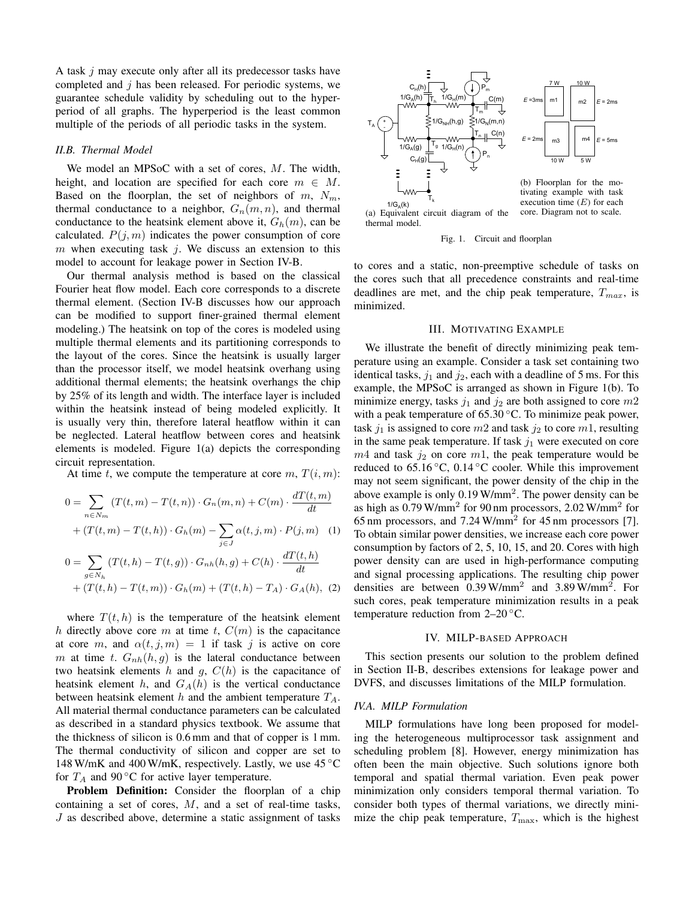A task $j$ may execute only after all its predecessor tasks have completed and $j$ has been released. For periodic systems, we guarantee schedule validity by scheduling out to the hyperperiod of all graphs. The hyperperiod is the least common multiple of the periods of all periodic tasks in the system.

### II.B. Thermal Model

We model an MPSoC with a set of cores, $M$. The width, height, and location are specified for each core $m \in M$. Based on the floorplan, the set of neighbors of $m$, $N_m$, thermal conductance to a neighbor, $G_n(m,n)$, and thermal conductance to the heatsink element above it, $G_h(m)$, can be calculated. $P(j,m)$ indicates the power consumption of core $m$ when executing task $j$. We discuss an extension to this model to account for leakage power in Section IV-B.

Our thermal analysis method is based on the classical Fourier heat flow model. Each core corresponds to a discrete thermal element. (Section IV-B discusses how our approach can be modified to support finer-grained thermal element modeling.) The heatsink on top of the cores is modeled using multiple thermal elements and its partitioning corresponds to the layout of the cores. Since the heatsink is usually larger than the processor itself, we model heatsink overhang using additional thermal elements; the heatsink overhangs the chip by 25% of its length and width. The interface layer is included within the heatsink instead of being modeled explicitly. It is usually very thin, therefore lateral heatflow within it can be neglected. Lateral heatflow between cores and heatsink elements is modeled. Figure 1(a) depicts the corresponding circuit representation.

At time $t$, we compute the temperature at core $m$, $T(i,m)$:

$$0 = \sum_{n \in N_m} (T(t,m) - T(t,n)) \cdot G_n(m,n) + C(m) \cdot \frac{dT(t,m)}{dt} + (T(t,m) - T(t,h)) \cdot G_h(m) - \sum_{j \in J} \alpha(t,j,m) \cdot P(j,m) \quad (1)$$

$$0 = \sum_{g \in N_h} (T(t,h) - T(t,g)) \cdot G_{nh}(h,g) + C(h) \cdot \frac{dT(t,h)}{dt} + (T(t,h) - T(t,m)) \cdot G_h(m) + (T(t,h) - T_A) \cdot G_A(h), \quad (2)$$

where $T(t,h)$ is the temperature of the heatsink element $h$ directly above core $m$ at time $t$, $C(m)$ is the capacitance at core $m$, and $\alpha(t,j,m) = 1$ if task $j$ is active on core $m$ at time $t$. $G_{nh}(h,g)$ is the lateral conductance between two heatsink elements $h$ and $g$, $C(h)$ is the capacitance of heatsink element $h$, and $G_A(h)$ is the vertical conductance between heatsink element $h$ and the ambient temperature $T_A$. All material thermal conductance parameters can be calculated as described in a standard physics textbook. We assume that the thickness of silicon is 0.6 mm and that of copper is 1 mm. The thermal conductivity of silicon and copper are set to 148 W/mK and 400 W/mK, respectively. Lastly, we use 45 °C for $T_A$ and 90 °C for active layer temperature.

**Problem Definition:** Consider the floorplan of a chip containing a set of cores, $M$, and a set of real-time tasks, $J$ as described above, determine a static assignment of tasks to cores and a static, non-preemptive schedule of tasks on the cores such that all precedence constraints and real-time deadlines are met, and the chip peak temperature, $T_{max}$, is minimized.

(a) Equivalent circuit diagram of the thermal model.

(b) Floorplan for the motivating example with task execution time ($E$) for each core. Diagram not to scale.

Fig. 1. Circuit and floorplan

## III. Motivating Example

We illustrate the benefit of directly minimizing peak temperature using an example. Consider a task set containing two identical tasks, $j_1$ and $j_2$, each with a deadline of 5 ms. For this example, the MPSoC is arranged as shown in Figure 1(b). To minimize energy, tasks $j_1$ and $j_2$ are both assigned to core $m2$ with a peak temperature of 65.30 °C. To minimize peak power, task $j_1$ is assigned to core $m2$ and task $j_2$ to core $m1$, resulting in the same peak temperature. If task $j_1$ were executed on core $m4$ and task $j_2$ on core $m1$, the peak temperature would be reduced to 65.16 °C, 0.14 °C cooler. While this improvement may not seem significant, the power density of the chip in the above example is only 0.19 W/mm$^2$. The power density can be as high as 0.79 W/mm$^2$ for 90 nm processors, 2.02 W/mm$^2$ for 65 nm processors, and 7.24 W/mm$^2$ for 45 nm processors [7]. To obtain similar power densities, we increase each core power consumption by factors of 2, 5, 10, 15, and 20. Cores with high power density can are used in high-performance computing and signal processing applications. The resulting chip power densities are between 0.39 W/mm$^2$ and 3.89 W/mm$^2$. For such cores, peak temperature minimization results in a peak temperature reduction from 2–20 °C.

## IV. MILP-based Approach

This section presents our solution to the problem defined in Section II-B, describes extensions for leakage power and DVFS, and discusses limitations of the MILP formulation.

### IV.A. MILP Formulation

MILP formulations have long been proposed for modeling the heterogeneous multiprocessor task assignment and scheduling problem [8]. However, energy minimization has often been the main objective. Such solutions ignore both temporal and spatial thermal variation. Even peak power minimization only considers temporal thermal variation. To consider both types of thermal variations, we directly minimize the chip peak temperature, $T_{\max}$, which is the highest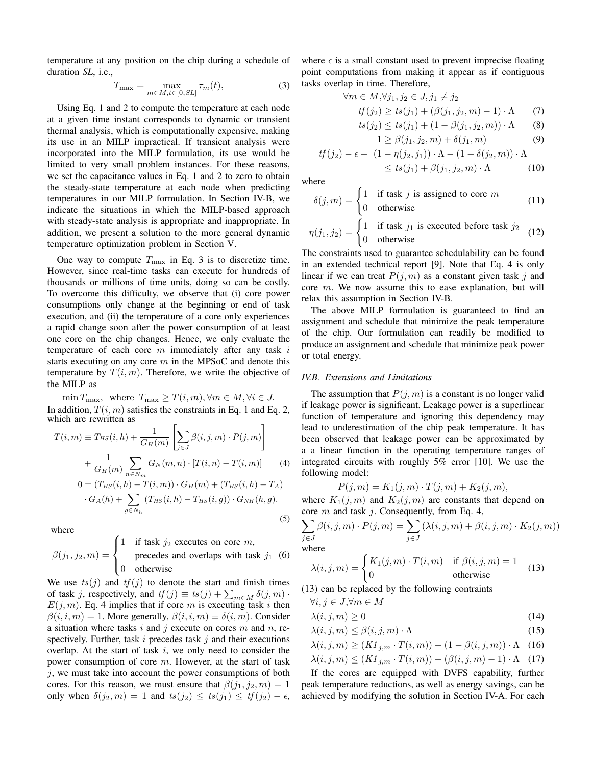temperature at any position on the chip during a schedule of duration *SL*, i.e.,

$$T_{\max} = \max_{m \in M, t \in [0, SL]} \tau_m(t), \tag{3}$$

Using Eq. 1 and 2 to compute the temperature at each node at a given time instant corresponds to dynamic or transient thermal analysis, which is computationally expensive, making its use in an MILP impractical. If transient analysis were incorporated into the MILP formulation, its use would be limited to very small problem instances. For these reasons, we set the capacitance values in Eq. 1 and 2 to zero to obtain the steady-state temperature at each node when predicting temperatures in our MILP formulation. In Section IV-B, we indicate the situations in which the MILP-based approach with steady-state analysis is appropriate and inappropriate. In addition, we present a solution to the more general dynamic temperature optimization problem in Section V.

One way to compute $T_{\max}$ in Eq. 3 is to discretize time. However, since real-time tasks can execute for hundreds of thousands or millions of time units, doing so can be costly. To overcome this difficulty, we observe that (i) core power consumptions only change at the beginning or end of task execution, and (ii) the temperature of a core only experiences a rapid change soon after the power consumption of at least one core on the chip changes. Hence, we only evaluate the temperature of each core $m$ immediately after any task $i$ starts executing on any core $m$ in the MPSoC and denote this temperature by $T(i, m)$. Therefore, we write the objective of the MILP as

$$\min T_{\max}, \text{ where } T_{\max} \geq T(i, m), \forall m \in M, \forall i \in J.$$

In addition, $T(i, m)$ satisfies the constraints in Eq. 1 and Eq. 2, which are rewritten as

$$T(i,m) \equiv T_{HS}(i,h) + \frac{1}{G_H(m)} \left[ \sum_{j \in J} \beta(i,j,m) \cdot P(j,m) \right] + \frac{1}{G_H(m)} \sum_{n \in N_m} G_N(m,n) \cdot [T(i,n) - T(i,m)] \tag{4}$$

$$0 = (T_{HS}(i,h) - T(i,m)) \cdot G_H(m) + (T_{HS}(i,h) - T_A) \cdot G_A(h) + \sum_{g \in N_h} (T_{HS}(i,h) - T_{HS}(i,g)) \cdot G_{NH}(h,g). \tag{5}$$

where

$$\beta(j_1, j_2, m) = \begin{cases} 1 & \text{if task } j_2 \text{ executes on core } m, \\ & \text{precedes and overlaps with task } j_1 \\ 0 & \text{otherwise} \end{cases} \tag{6}$$

We use $ts(j)$ and $tf(j)$ to denote the start and finish times of task $j$, respectively, and $tf(j) \equiv ts(j) + \sum_{m \in M} \delta(j,m) \cdot E(j,m)$. Eq. 4 implies that if core $m$ is executing task $i$ then $\beta(i,i,m) = 1$. More generally, $\beta(i,i,m) \equiv \delta(i,m)$. Consider a situation where tasks $i$ and $j$ execute on cores $m$ and $n$, respectively. Further, task $i$ precedes task $j$ and their executions overlap. At the start of task $i$, we only need to consider the power consumption of core $m$. However, at the start of task $j$, we must take into account the power consumptions of both cores. For this reason, we must ensure that $\beta(j_1, j_2, m) = 1$ only when $\delta(j_2, m) = 1$ and $ts(j_2) \leq ts(j_1) \leq tf(j_2) - \epsilon$, where $\epsilon$ is a small constant used to prevent imprecise floating point computations from making it appear as if contiguous tasks overlap in time. Therefore,

$$\forall m \in M, \forall j_1, j_2 \in J, j_1 \neq j_2$$

$$tf(j_2) \geq ts(j_1) + (\beta(j_1, j_2, m) - 1) \cdot \Lambda \tag{7}$$

$$ts(j_2) \leq ts(j_1) + (1 - \beta(j_1, j_2, m)) \cdot \Lambda \tag{8}$$

$$1 \geq \beta(j_1, j_2, m) + \delta(j_1, m) \tag{9}$$

$$tf(j_2) - \epsilon - (1 - \eta(j_2, j_1)) \cdot \Lambda - (1 - \delta(j_2, m)) \cdot \Lambda \leq ts(j_1) + \beta(j_1, j_2, m) \cdot \Lambda \tag{10}$$

where

$$\delta(j,m) = \begin{cases} 1 & \text{if task } j \text{ is assigned to core } m \\ 0 & \text{otherwise} \end{cases} \tag{11}$$

$$\eta(j_1, j_2) = \begin{cases} 1 & \text{if task } j_1 \text{ is executed before task } j_2 \\ 0 & \text{otherwise} \end{cases} \tag{12}$$

The constraints used to guarantee schedulability can be found in an extended technical report [9]. Note that Eq. 4 is only linear if we can treat $P(j,m)$ as a constant given task $j$ and core $m$. We now assume this to ease explanation, but will relax this assumption in Section IV-B.

The above MILP formulation is guaranteed to find an assignment and schedule that minimize the peak temperature of the chip. Our formulation can readily be modified to produce an assignment and schedule that minimize peak power or total energy.

### *IV.B. Extensions and Limitations*

The assumption that $P(j,m)$ is a constant is no longer valid if leakage power is significant. Leakage power is a superlinear function of temperature and ignoring this dependency may lead to underestimation of the chip peak temperature. It has been observed that leakage power can be approximated by a a linear function in the operating temperature ranges of integrated circuits with roughly 5% error [10]. We use the following model:

$$P(j,m) = K_1(j,m) \cdot T(j,m) + K_2(j,m),$$

where $K_1(j,m)$ and $K_2(j,m)$ are constants that depend on core $m$ and task $j$. Consequently, from Eq. 4,

$$\sum_{j \in J} \beta(i,j,m) \cdot P(j,m) = \sum_{j \in J} (\lambda(i,j,m) + \beta(i,j,m) \cdot K_2(j,m))$$

where

$$\lambda(i,j,m) = \begin{cases} K_1(j,m) \cdot T(i,m) & \text{if } \beta(i,j,m) = 1 \\ 0 & \text{otherwise} \end{cases} \tag{13}$$

(13) can be replaced by the following contraints

$$\forall i,j \in J, \forall m \in M$$

$$\lambda(i,j,m) \geq 0 \tag{14}$$

$$\lambda(i,j,m) \leq \beta(i,j,m) \cdot \Lambda \tag{15}$$

$$\lambda(i,j,m) \geq (K1_{j,m} \cdot T(i,m)) - (1 - \beta(i,j,m)) \cdot \Lambda \tag{16}$$

$$\lambda(i,j,m) \leq (K1_{j,m} \cdot T(i,m)) - (\beta(i,j,m) - 1) \cdot \Lambda \tag{17}$$

If the cores are equipped with DVFS capability, further peak temperature reductions, as well as energy savings, can be achieved by modifying the solution in Section IV-A. For each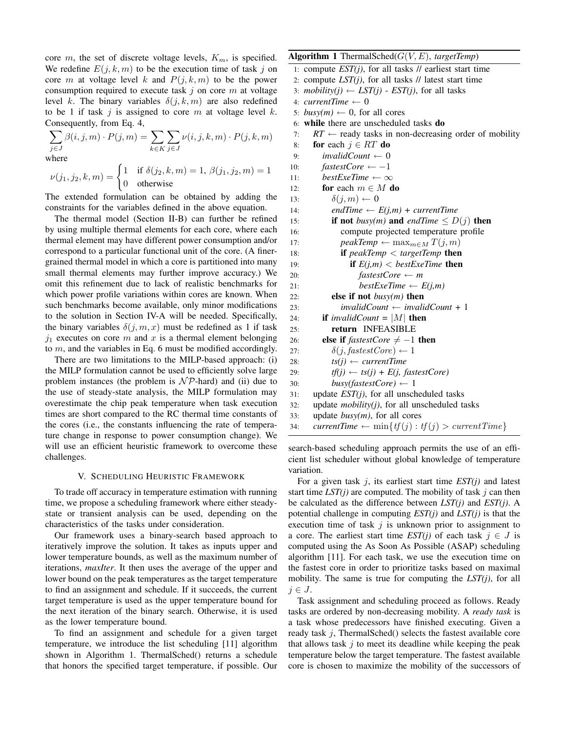core $m$, the set of discrete voltage levels, $K_m$, is specified. We redefine $E(j,k,m)$ to be the execution time of task $j$ on core $m$ at voltage level $k$ and $P(j,k,m)$ to be the power consumption required to execute task $j$ on core $m$ at voltage level $k$. The binary variables $\delta(j,k,m)$ are also redefined to be 1 if task $j$ is assigned to core $m$ at voltage level $k$. Consequently, from Eq. 4,

$$\sum_{j \in J} \beta(i,j,m) \cdot P(j,m) = \sum_{k \in K} \sum_{j \in J} \nu(i,j,k,m) \cdot P(j,k,m)$$

where

$$\nu(j_1, j_2, k, m) = \begin{cases} 1 & \text{if } \delta(j_2,k,m) = 1,\ \beta(j_1,j_2,m) = 1 \\ 0 & \text{otherwise} \end{cases}$$

The extended formulation can be obtained by adding the constraints for the variables defined in the above equation.

The thermal model (Section II-B) can further be refined by using multiple thermal elements for each core, where each thermal element may have different power consumption and/or correspond to a particular functional unit of the core. (A finer-grained thermal model in which a core is partitioned into many small thermal elements may further improve accuracy.) We omit this refinement due to lack of realistic benchmarks for which power profile variations within cores are known. When such benchmarks become available, only minor modifications to the solution in Section IV-A will be needed. Specifically, the binary variables $\delta(j,m,x)$ must be redefined as 1 if task $j_1$ executes on core $m$ and $x$ is a thermal element belonging to $m$, and the variables in Eq. 6 must be modified accordingly.

There are two limitations to the MILP-based approach: (i) the MILP formulation cannot be used to efficiently solve large problem instances (the problem is $\mathcal{NP}$-hard) and (ii) due to the use of steady-state analysis, the MILP formulation may overestimate the chip peak temperature when task execution times are short compared to the RC thermal time constants of the cores (i.e., the constants influencing the rate of temperature change in response to power consumption change). We will use an efficient heuristic framework to overcome these challenges.

## V. Scheduling Heuristic Framework

To trade off accuracy in temperature estimation with running time, we propose a scheduling framework where either steady-state or transient analysis can be used, depending on the characteristics of the tasks under consideration.

Our framework uses a binary-search based approach to iteratively improve the solution. It takes as inputs upper and lower temperature bounds, as well as the maximum number of iterations, *maxIter*. It then uses the average of the upper and lower bound on the peak temperatures as the target temperature to find an assignment and schedule. If it succeeds, the current target temperature is used as the upper temperature bound for the next iteration of the binary search. Otherwise, it is used as the lower temperature bound.

To find an assignment and schedule for a given target temperature, we introduce the list scheduling [11] algorithm shown in Algorithm 1. ThermalSched() returns a schedule that honors the specified target temperature, if possible. Our search-based scheduling approach permits the use of an efficient list scheduler without global knowledge of temperature variation.

**Algorithm 1** ThermalSched($G(V,E)$, *targetTemp*)

```
1:  compute EST(j), for all tasks // earliest start time
2:  compute LST(j), for all tasks // latest start time
3:  mobility(j) ← LST(j) - EST(j), for all tasks
4:  currentTime ← 0
5:  busy(m) ← 0, for all cores
6:  while there are unscheduled tasks do
7:    RT ← ready tasks in non-decreasing order of mobility
8:    for each j ∈ RT do
9:      invalidCount ← 0
10:     fastestCore ← −1
11:     bestExeTime ← ∞
12:     for each m ∈ M do
13:       δ(j,m) ← 0
14:       endTime ← E(j,m) + currentTime
15:       if not busy(m) and endTime ≤ D(j) then
16:         compute projected temperature profile
17:         peakTemp ← max_{m∈M} T(j,m)
18:         if peakTemp < targetTemp then
19:           if E(j,m) < bestExeTime then
20:             fastestCore ← m
21:             bestExeTime ← E(j,m)
22:       else if not busy(m) then
23:         invalidCount ← invalidCount + 1
24:     if invalidCount = |M| then
25:       return INFEASIBLE
26:     else if fastestCore ≠ −1 then
27:       δ(j, fastestCore) ← 1
28:       ts(j) ← currentTime
29:       tf(j) ← ts(j) + E(j, fastestCore)
30:       busy(fastestCore) ← 1
31:   update EST(j), for all unscheduled tasks
32:   update mobility(j), for all unscheduled tasks
33:   update busy(m), for all cores
34:   currentTime ← min{tf(j) : tf(j) > currentTime}
```

For a given task $j$, its earliest start time *EST(j)* and latest start time *LST(j)* are computed. The mobility of task $j$ can then be calculated as the difference between *LST(j)* and *EST(j)*. A potential challenge in computing *EST(j)* and *LST(j)* is that the execution time of task $j$ is unknown prior to assignment to a core. The earliest start time *EST(j)* of each task $j \in J$ is computed using the As Soon As Possible (ASAP) scheduling algorithm [11]. For each task, we use the execution time on the fastest core in order to prioritize tasks based on maximal mobility. The same is true for computing the *LST(j)*, for all $j \in J$.

Task assignment and scheduling proceed as follows. Ready tasks are ordered by non-decreasing mobility. A *ready task* is a task whose predecessors have finished executing. Given a ready task $j$, ThermalSched() selects the fastest available core that allows task $j$ to meet its deadline while keeping the peak temperature below the target temperature. The fastest available core is chosen to maximize the mobility of the successors of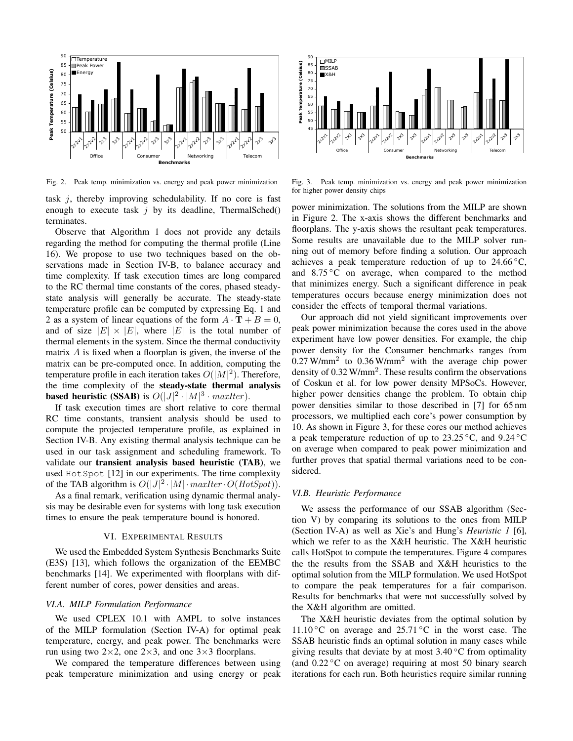Fig. 2. Peak temp. minimization vs. energy and peak power minimization

Fig. 3. Peak temp. minimization vs. energy and peak power minimization for higher power density chips

task $j$, thereby improving schedulability. If no core is fast enough to execute task $j$ by its deadline, ThermalSched() terminates.

Observe that Algorithm 1 does not provide any details regarding the method for computing the thermal profile (Line 16). We propose to use two techniques based on the observations made in Section IV-B, to balance accuracy and time complexity. If task execution times are long compared to the RC thermal time constants of the cores, phased steady-state analysis will generally be accurate. The steady-state temperature profile can be computed by expressing Eq. 1 and 2 as a system of linear equations of the form $A \cdot \mathbf{T} + B = 0$, and of size $|E| \times |E|$, where $|E|$ is the total number of thermal elements in the system. Since the thermal conductivity matrix $A$ is fixed when a floorplan is given, the inverse of the matrix can be pre-computed once. In addition, computing the temperature profile in each iteration takes $O(|M|^2)$. Therefore, the time complexity of the **steady-state thermal analysis based heuristic (SSAB)** is $O(|J|^2 \cdot |M|^3 \cdot maxIter)$.

If task execution times are short relative to core thermal RC time constants, transient analysis should be used to compute the projected temperature profile, as explained in Section IV-B. Any existing thermal analysis technique can be used in our task assignment and scheduling framework. To validate our **transient analysis based heuristic (TAB)**, we used HotSpot [12] in our experiments. The time complexity of the TAB algorithm is $O(|J|^2 \cdot |M| \cdot maxIter \cdot O(HotSpot))$.

As a final remark, verification using dynamic thermal analysis may be desirable even for systems with long task execution times to ensure the peak temperature bound is honored.

## VI. Experimental Results

We used the Embedded System Synthesis Benchmarks Suite (E3S) [13], which follows the organization of the EEMBC benchmarks [14]. We experimented with floorplans with different number of cores, power densities and areas.

### VI.A. MILP Formulation Performance

We used CPLEX 10.1 with AMPL to solve instances of the MILP formulation (Section IV-A) for optimal peak temperature, energy, and peak power. The benchmarks were run using two 2×2, one 2×3, and one 3×3 floorplans.

We compared the temperature differences between using peak temperature minimization and using energy or peak power minimization. The solutions from the MILP are shown in Figure 2. The x-axis shows the different benchmarks and floorplans. The y-axis shows the resultant peak temperatures. Some results are unavailable due to the MILP solver running out of memory before finding a solution. Our approach achieves a peak temperature reduction of up to 24.66 °C, and 8.75 °C on average, when compared to the method that minimizes energy. Such a significant difference in peak temperatures occurs because energy minimization does not consider the effects of temporal thermal variations.

Our approach did not yield significant improvements over peak power minimization because the cores used in the above experiment have low power densities. For example, the chip power density for the Consumer benchmarks ranges from 0.27 W/mm$^2$ to 0.36 W/mm$^2$ with the average chip power density of 0.32 W/mm$^2$. These results confirm the observations of Coskun et al. for low power density MPSoCs. However, higher power densities change the problem. To obtain chip power densities similar to those described in [7] for 65 nm processors, we multiplied each core's power consumption by 10. As shown in Figure 3, for these cores our method achieves a peak temperature reduction of up to 23.25 °C, and 9.24 °C on average when compared to peak power minimization and further proves that spatial thermal variations need to be considered.

### VI.B. Heuristic Performance

We assess the performance of our SSAB algorithm (Section V) by comparing its solutions to the ones from MILP (Section IV-A) as well as Xie's and Hung's *Heuristic 1* [6], which we refer to as the X&H heuristic. The X&H heuristic calls HotSpot to compute the temperatures. Figure 4 compares the the results from the SSAB and X&H heuristics to the optimal solution from the MILP formulation. We used HotSpot to compare the peak temperatures for a fair comparison. Results for benchmarks that were not successfully solved by the X&H algorithm are omitted.

The X&H heuristic deviates from the optimal solution by 11.10 °C on average and 25.71 °C in the worst case. The SSAB heuristic finds an optimal solution in many cases while giving results that deviate by at most 3.40 °C from optimality (and 0.22 °C on average) requiring at most 50 binary search iterations for each run. Both heuristics require similar running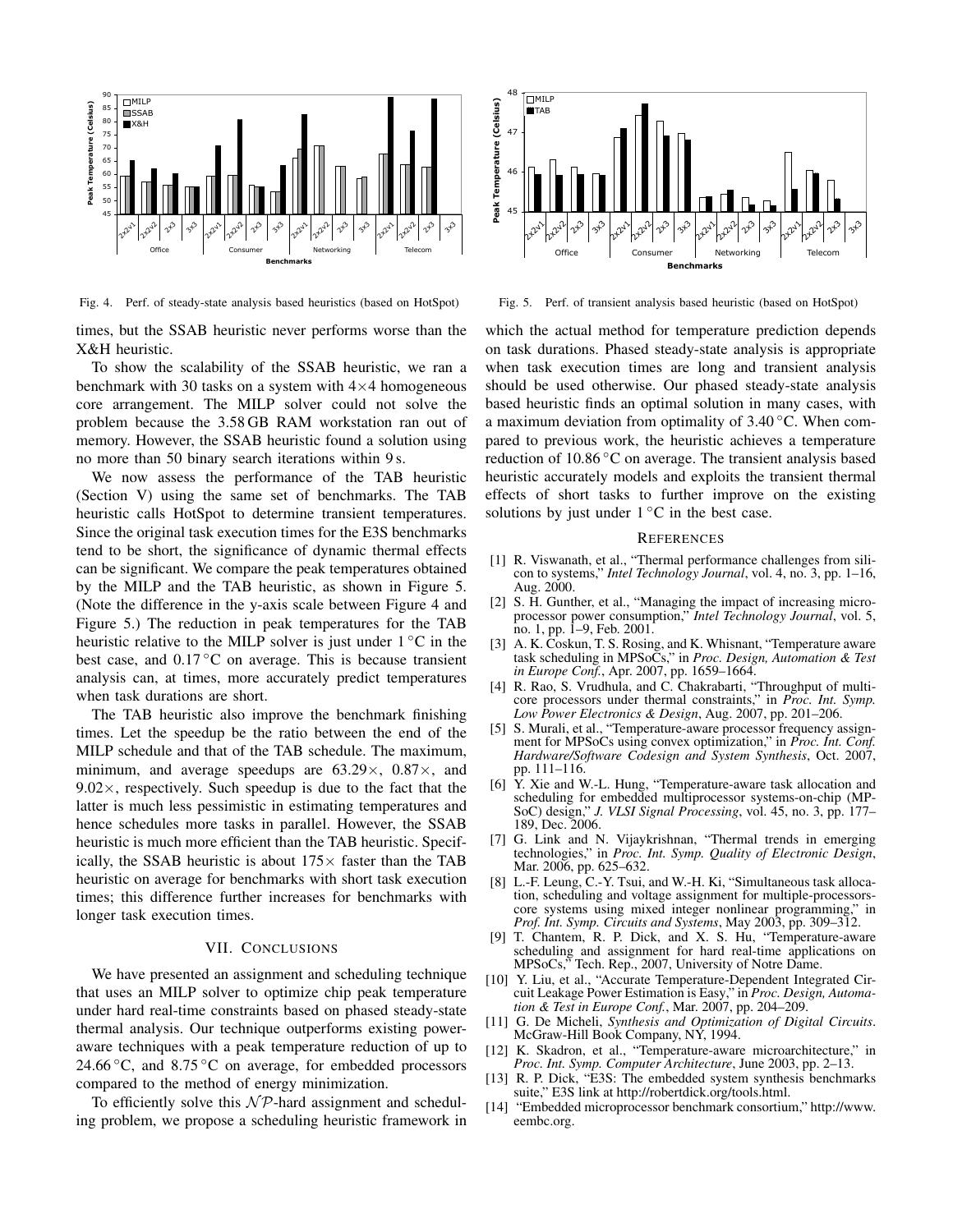90
85
80
75
70
65
60
55
50
45

Peak Temperature (Celsius)

MILP
SSAB
X&H

2x2v1 2x2v2 2x3 3x3 2x2v1 2x2v2 2x3 3x3 2x2v1 2x2v2 2x3 3x3 2x2v1 2x2v2 2x3 3x3

Office Consumer Networking Telecom

Benchmarks

Fig. 4. Perf. of steady-state analysis based heuristics (based on HotSpot)

48
47
46
45

Peak Temperature (Celsius)

MILP
TAB

2x2v1 2x2v2 2x3 3x3 2x2v1 2x2v2 2x3 3x3 2x2v1 2x2v2 2x3 3x3 2x2v1 2x2v2 2x3 3x3

Office Consumer Networking Telecom

Benchmarks

Fig. 5. Perf. of transient analysis based heuristic (based on HotSpot)

times, but the SSAB heuristic never performs worse than the X&H heuristic.

To show the scalability of the SSAB heuristic, we ran a benchmark with 30 tasks on a system with $4\times4$ homogeneous core arrangement. The MILP solver could not solve the problem because the 3.58 GB RAM workstation ran out of memory. However, the SSAB heuristic found a solution using no more than 50 binary search iterations within 9 s.

We now assess the performance of the TAB heuristic (Section V) using the same set of benchmarks. The TAB heuristic calls HotSpot to determine transient temperatures. Since the original task execution times for the E3S benchmarks tend to be short, the significance of dynamic thermal effects can be significant. We compare the peak temperatures obtained by the MILP and the TAB heuristic, as shown in Figure 5. (Note the difference in the y-axis scale between Figure 4 and Figure 5.) The reduction in peak temperatures for the TAB heuristic relative to the MILP solver is just under 1 °C in the best case, and 0.17 °C on average. This is because transient analysis can, at times, more accurately predict temperatures when task durations are short.

The TAB heuristic also improve the benchmark finishing times. Let the speedup be the ratio between the end of the MILP schedule and that of the TAB schedule. The maximum, minimum, and average speedups are $63.29\times$, $0.87\times$, and $9.02\times$, respectively. Such speedup is due to the fact that the latter is much less pessimistic in estimating temperatures and hence schedules more tasks in parallel. However, the SSAB heuristic is much more efficient than the TAB heuristic. Specifically, the SSAB heuristic is about $175\times$ faster than the TAB heuristic on average for benchmarks with short task execution times; this difference further increases for benchmarks with longer task execution times.

## VII. Conclusions

We have presented an assignment and scheduling technique that uses an MILP solver to optimize chip peak temperature under hard real-time constraints based on phased steady-state thermal analysis. Our technique outperforms existing power-aware techniques with a peak temperature reduction of up to 24.66 °C, and 8.75 °C on average, for embedded processors compared to the method of energy minimization.

To efficiently solve this $\mathcal{NP}$-hard assignment and scheduling problem, we propose a scheduling heuristic framework in which the actual method for temperature prediction depends on task durations. Phased steady-state analysis is appropriate when task execution times are long and transient analysis should be used otherwise. Our phased steady-state analysis based heuristic finds an optimal solution in many cases, with a maximum deviation from optimality of 3.40 °C. When compared to previous work, the heuristic achieves a temperature reduction of 10.86 °C on average. The transient analysis based heuristic accurately models and exploits the transient thermal effects of short tasks to further improve on the existing solutions by just under 1 °C in the best case.

## References

[1] R. Viswanath, et al., "Thermal performance challenges from silicon to systems," *Intel Technology Journal*, vol. 4, no. 3, pp. 1–16, Aug. 2000.

[2] S. H. Gunther, et al., "Managing the impact of increasing microprocessor power consumption," *Intel Technology Journal*, vol. 5, no. 1, pp. 1–9, Feb. 2001.

[3] A. K. Coskun, T. S. Rosing, and K. Whisnant, "Temperature aware task scheduling in MPSoCs," in *Proc. Design, Automation & Test in Europe Conf.*, Apr. 2007, pp. 1659–1664.

[4] R. Rao, S. Vrudhula, and C. Chakrabarti, "Throughput of multicore processors under thermal constraints," in *Proc. Int. Symp. Low Power Electronics & Design*, Aug. 2007, pp. 201–206.

[5] S. Murali, et al., "Temperature-aware processor frequency assignment for MPSoCs using convex optimization," in *Proc. Int. Conf. Hardware/Software Codesign and System Synthesis*, Oct. 2007, pp. 111–116.

[6] Y. Xie and W.-L. Hung, "Temperature-aware task allocation and scheduling for embedded multiprocessor systems-on-chip (MPSoC) design," *J. VLSI Signal Processing*, vol. 45, no. 3, pp. 177–189, Dec. 2006.

[7] G. Link and N. Vijaykrishnan, "Thermal trends in emerging technologies," in *Proc. Int. Symp. Quality of Electronic Design*, Mar. 2006, pp. 625–632.

[8] L.-F. Leung, C.-Y. Tsui, and W.-H. Ki, "Simultaneous task allocation, scheduling and voltage assignment for multiple-processors-core systems using mixed integer nonlinear programming," in *Prof. Int. Symp. Circuits and Systems*, May 2003, pp. 309–312.

[9] T. Chantem, R. P. Dick, and X. S. Hu, "Temperature-aware scheduling and assignment for hard real-time applications on MPSoCs," Tech. Rep., 2007, University of Notre Dame.

[10] Y. Liu, et al., "Accurate Temperature-Dependent Integrated Circuit Leakage Power Estimation is Easy," in *Proc. Design, Automation & Test in Europe Conf.*, Mar. 2007, pp. 204–209.

[11] G. De Micheli, *Synthesis and Optimization of Digital Circuits*. McGraw-Hill Book Company, NY, 1994.

[12] K. Skadron, et al., "Temperature-aware microarchitecture," in *Proc. Int. Symp. Computer Architecture*, June 2003, pp. 2–13.

[13] R. P. Dick, "E3S: The embedded system synthesis benchmarks suite," E3S link at http://robertdick.org/tools.html.

[14] "Embedded microprocessor benchmark consortium," http://www.eembc.org.